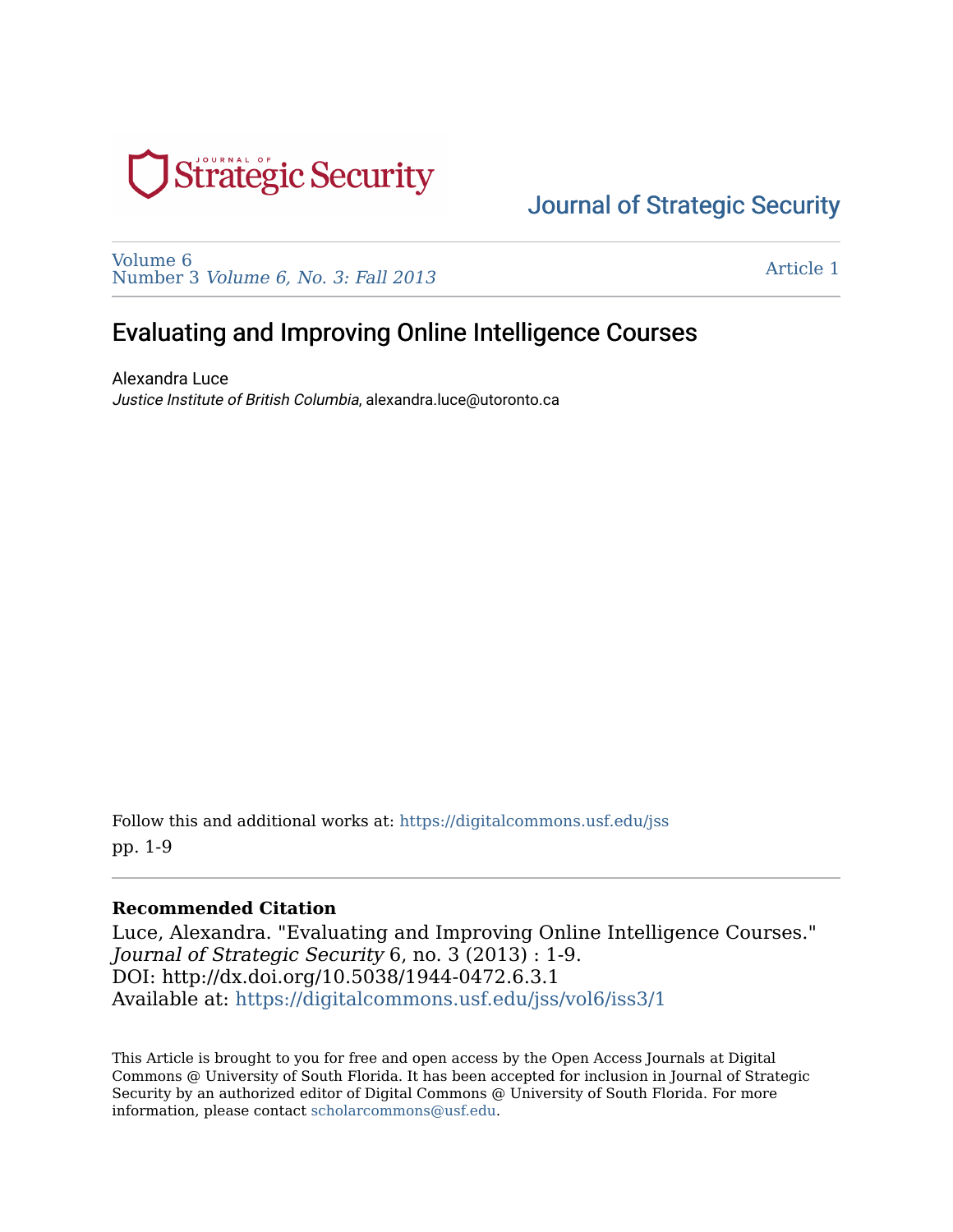# Journal of Strategic Security

Volume 6
Number 3 *Volume 6, No. 3: Fall 2013*

Article 1

## Evaluating and Improving Online Intelligence Courses

Alexandra Luce
*Justice Institute of British Columbia*, alexandra.luce@utoronto.ca

Follow this and additional works at: https://digitalcommons.usf.edu/jss
pp. 1-9

**Recommended Citation**
Luce, Alexandra. "Evaluating and Improving Online Intelligence Courses." *Journal of Strategic Security* 6, no. 3 (2013) : 1-9.
DOI: http://dx.doi.org/10.5038/1944-0472.6.3.1
Available at: https://digitalcommons.usf.edu/jss/vol6/iss3/1

This Article is brought to you for free and open access by the Open Access Journals at Digital Commons @ University of South Florida. It has been accepted for inclusion in Journal of Strategic Security by an authorized editor of Digital Commons @ University of South Florida. For more information, please contact scholarcommons@usf.edu.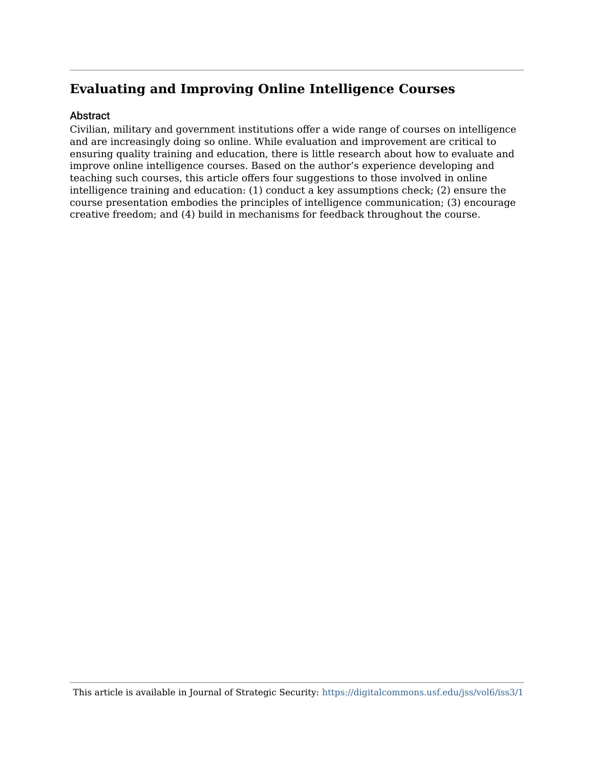# Evaluating and Improving Online Intelligence Courses

## Abstract

Civilian, military and government institutions offer a wide range of courses on intelligence and are increasingly doing so online. While evaluation and improvement are critical to ensuring quality training and education, there is little research about how to evaluate and improve online intelligence courses. Based on the author's experience developing and teaching such courses, this article offers four suggestions to those involved in online intelligence training and education: (1) conduct a key assumptions check; (2) ensure the course presentation embodies the principles of intelligence communication; (3) encourage creative freedom; and (4) build in mechanisms for feedback throughout the course.

This article is available in Journal of Strategic Security: https://digitalcommons.usf.edu/jss/vol6/iss3/1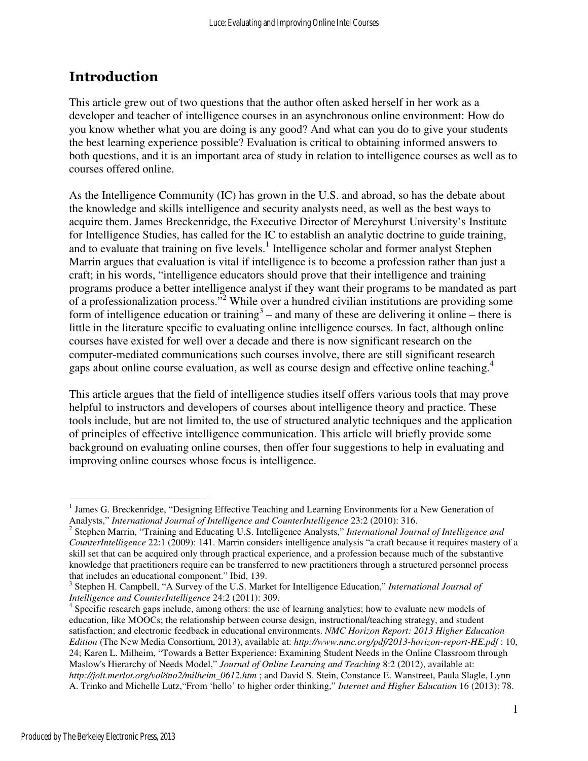## Introduction

This article grew out of two questions that the author often asked herself in her work as a developer and teacher of intelligence courses in an asynchronous online environment: How do you know whether what you are doing is any good? And what can you do to give your students the best learning experience possible? Evaluation is critical to obtaining informed answers to both questions, and it is an important area of study in relation to intelligence courses as well as to courses offered online.

As the Intelligence Community (IC) has grown in the U.S. and abroad, so has the debate about the knowledge and skills intelligence and security analysts need, as well as the best ways to acquire them. James Breckenridge, the Executive Director of Mercyhurst University's Institute for Intelligence Studies, has called for the IC to establish an analytic doctrine to guide training, and to evaluate that training on five levels.[1] Intelligence scholar and former analyst Stephen Marrin argues that evaluation is vital if intelligence is to become a profession rather than just a craft; in his words, "intelligence educators should prove that their intelligence and training programs produce a better intelligence analyst if they want their programs to be mandated as part of a professionalization process."[2] While over a hundred civilian institutions are providing some form of intelligence education or training[3] – and many of these are delivering it online – there is little in the literature specific to evaluating online intelligence courses. In fact, although online courses have existed for well over a decade and there is now significant research on the computer-mediated communications such courses involve, there are still significant research gaps about online course evaluation, as well as course design and effective online teaching.[4]

This article argues that the field of intelligence studies itself offers various tools that may prove helpful to instructors and developers of courses about intelligence theory and practice. These tools include, but are not limited to, the use of structured analytic techniques and the application of principles of effective intelligence communication. This article will briefly provide some background on evaluating online courses, then offer four suggestions to help in evaluating and improving online courses whose focus is intelligence.

---

[1] James G. Breckenridge, "Designing Effective Teaching and Learning Environments for a New Generation of Analysts," *International Journal of Intelligence and CounterIntelligence* 23:2 (2010): 316.

[2] Stephen Marrin, "Training and Educating U.S. Intelligence Analysts," *International Journal of Intelligence and CounterIntelligence* 22:1 (2009): 141. Marrin considers intelligence analysis "a craft because it requires mastery of a skill set that can be acquired only through practical experience, and a profession because much of the substantive knowledge that practitioners require can be transferred to new practitioners through a structured personnel process that includes an educational component." Ibid, 139.

[3] Stephen H. Campbell, "A Survey of the U.S. Market for Intelligence Education," *International Journal of Intelligence and CounterIntelligence* 24:2 (2011): 309.

[4] Specific research gaps include, among others: the use of learning analytics; how to evaluate new models of education, like MOOCs; the relationship between course design, instructional/teaching strategy, and student satisfaction; and electronic feedback in educational environments. *NMC Horizon Report: 2013 Higher Education Edition* (The New Media Consortium, 2013), available at: *http://www.nmc.org/pdf/2013-horizon-report-HE.pdf* : 10, 24; Karen L. Milheim, "Towards a Better Experience: Examining Student Needs in the Online Classroom through Maslow's Hierarchy of Needs Model," *Journal of Online Learning and Teaching* 8:2 (2012), available at: *http://jolt.merlot.org/vol8no2/milheim_0612.htm* ; and David S. Stein, Constance E. Wanstreet, Paula Slagle, Lynn A. Trinko and Michelle Lutz,"From 'hello' to higher order thinking," *Internet and Higher Education* 16 (2013): 78.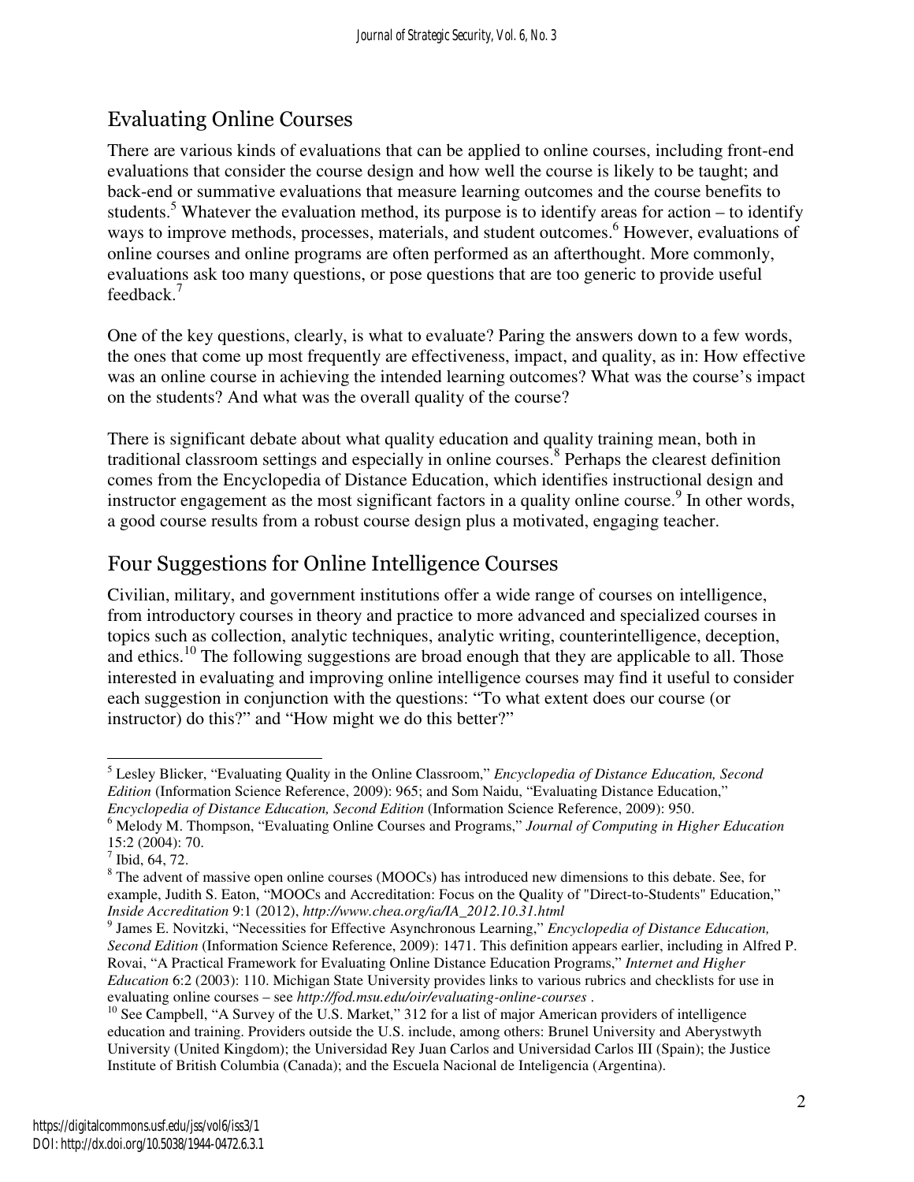## Evaluating Online Courses

There are various kinds of evaluations that can be applied to online courses, including front-end evaluations that consider the course design and how well the course is likely to be taught; and back-end or summative evaluations that measure learning outcomes and the course benefits to students.[5] Whatever the evaluation method, its purpose is to identify areas for action – to identify ways to improve methods, processes, materials, and student outcomes.[6] However, evaluations of online courses and online programs are often performed as an afterthought. More commonly, evaluations ask too many questions, or pose questions that are too generic to provide useful feedback.[7]

One of the key questions, clearly, is what to evaluate? Paring the answers down to a few words, the ones that come up most frequently are effectiveness, impact, and quality, as in: How effective was an online course in achieving the intended learning outcomes? What was the course's impact on the students? And what was the overall quality of the course?

There is significant debate about what quality education and quality training mean, both in traditional classroom settings and especially in online courses.[8] Perhaps the clearest definition comes from the Encyclopedia of Distance Education, which identifies instructional design and instructor engagement as the most significant factors in a quality online course.[9] In other words, a good course results from a robust course design plus a motivated, engaging teacher.

## Four Suggestions for Online Intelligence Courses

Civilian, military, and government institutions offer a wide range of courses on intelligence, from introductory courses in theory and practice to more advanced and specialized courses in topics such as collection, analytic techniques, analytic writing, counterintelligence, deception, and ethics.[10] The following suggestions are broad enough that they are applicable to all. Those interested in evaluating and improving online intelligence courses may find it useful to consider each suggestion in conjunction with the questions: "To what extent does our course (or instructor) do this?" and "How might we do this better?"

---

[5] Lesley Blicker, "Evaluating Quality in the Online Classroom," *Encyclopedia of Distance Education, Second Edition* (Information Science Reference, 2009): 965; and Som Naidu, "Evaluating Distance Education," *Encyclopedia of Distance Education, Second Edition* (Information Science Reference, 2009): 950.

[6] Melody M. Thompson, "Evaluating Online Courses and Programs," *Journal of Computing in Higher Education* 15:2 (2004): 70.

[7] Ibid, 64, 72.

[8] The advent of massive open online courses (MOOCs) has introduced new dimensions to this debate. See, for example, Judith S. Eaton, "MOOCs and Accreditation: Focus on the Quality of "Direct-to-Students" Education," *Inside Accreditation* 9:1 (2012), *http://www.chea.org/ia/IA_2012.10.31.html*

[9] James E. Novitzki, "Necessities for Effective Asynchronous Learning," *Encyclopedia of Distance Education, Second Edition* (Information Science Reference, 2009): 1471. This definition appears earlier, including in Alfred P. Rovai, "A Practical Framework for Evaluating Online Distance Education Programs," *Internet and Higher Education* 6:2 (2003): 110. Michigan State University provides links to various rubrics and checklists for use in evaluating online courses – see *http://fod.msu.edu/oir/evaluating-online-courses* .

[10] See Campbell, "A Survey of the U.S. Market," 312 for a list of major American providers of intelligence education and training. Providers outside the U.S. include, among others: Brunel University and Aberystwyth University (United Kingdom); the Universidad Rey Juan Carlos and Universidad Carlos III (Spain); the Justice Institute of British Columbia (Canada); and the Escuela Nacional de Inteligencia (Argentina).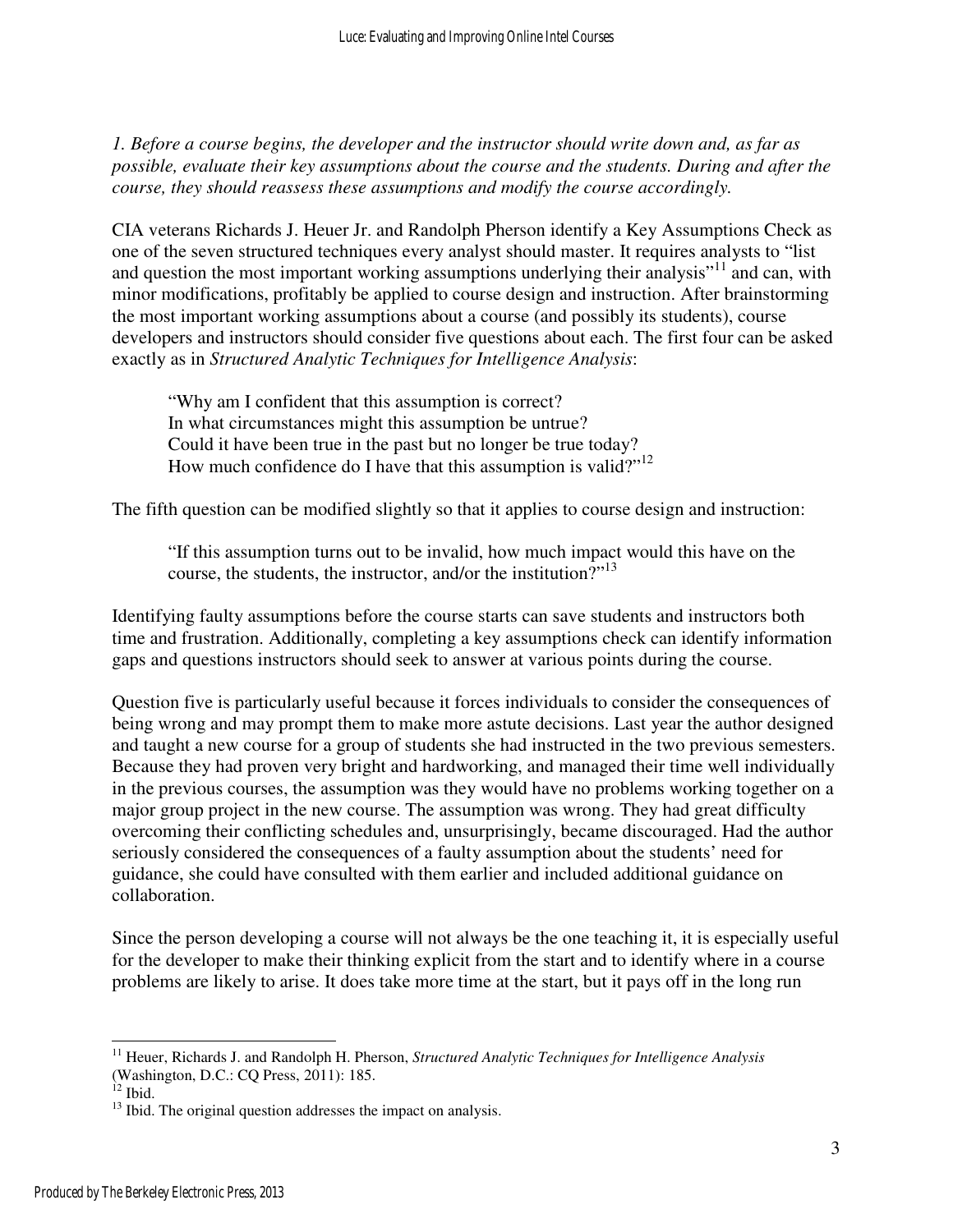*1. Before a course begins, the developer and the instructor should write down and, as far as possible, evaluate their key assumptions about the course and the students. During and after the course, they should reassess these assumptions and modify the course accordingly.*

CIA veterans Richards J. Heuer Jr. and Randolph Pherson identify a Key Assumptions Check as one of the seven structured techniques every analyst should master. It requires analysts to "list and question the most important working assumptions underlying their analysis"[11] and can, with minor modifications, profitably be applied to course design and instruction. After brainstorming the most important working assumptions about a course (and possibly its students), course developers and instructors should consider five questions about each. The first four can be asked exactly as in *Structured Analytic Techniques for Intelligence Analysis*:

> "Why am I confident that this assumption is correct?
> In what circumstances might this assumption be untrue?
> Could it have been true in the past but no longer be true today?
> How much confidence do I have that this assumption is valid?"[12]

The fifth question can be modified slightly so that it applies to course design and instruction:

> "If this assumption turns out to be invalid, how much impact would this have on the course, the students, the instructor, and/or the institution?"[13]

Identifying faulty assumptions before the course starts can save students and instructors both time and frustration. Additionally, completing a key assumptions check can identify information gaps and questions instructors should seek to answer at various points during the course.

Question five is particularly useful because it forces individuals to consider the consequences of being wrong and may prompt them to make more astute decisions. Last year the author designed and taught a new course for a group of students she had instructed in the two previous semesters. Because they had proven very bright and hardworking, and managed their time well individually in the previous courses, the assumption was they would have no problems working together on a major group project in the new course. The assumption was wrong. They had great difficulty overcoming their conflicting schedules and, unsurprisingly, became discouraged. Had the author seriously considered the consequences of a faulty assumption about the students' need for guidance, she could have consulted with them earlier and included additional guidance on collaboration.

Since the person developing a course will not always be the one teaching it, it is especially useful for the developer to make their thinking explicit from the start and to identify where in a course problems are likely to arise. It does take more time at the start, but it pays off in the long run

---

[11] Heuer, Richards J. and Randolph H. Pherson, *Structured Analytic Techniques for Intelligence Analysis* (Washington, D.C.: CQ Press, 2011): 185.

[12] Ibid.

[13] Ibid. The original question addresses the impact on analysis.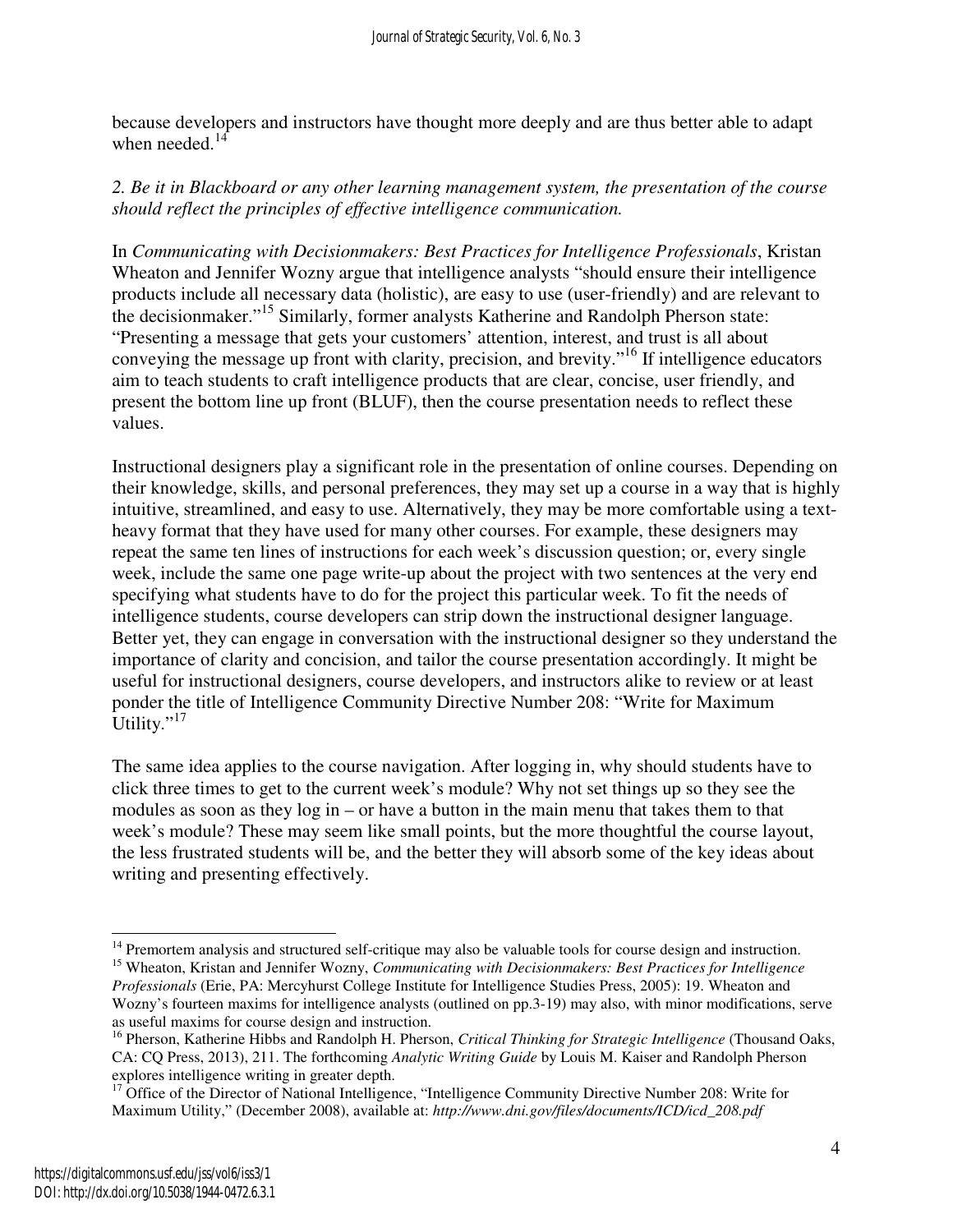because developers and instructors have thought more deeply and are thus better able to adapt when needed.[14]

*2. Be it in Blackboard or any other learning management system, the presentation of the course should reflect the principles of effective intelligence communication.*

In *Communicating with Decisionmakers: Best Practices for Intelligence Professionals*, Kristan Wheaton and Jennifer Wozny argue that intelligence analysts "should ensure their intelligence products include all necessary data (holistic), are easy to use (user-friendly) and are relevant to the decisionmaker."[15] Similarly, former analysts Katherine and Randolph Pherson state: "Presenting a message that gets your customers' attention, interest, and trust is all about conveying the message up front with clarity, precision, and brevity."[16] If intelligence educators aim to teach students to craft intelligence products that are clear, concise, user friendly, and present the bottom line up front (BLUF), then the course presentation needs to reflect these values.

Instructional designers play a significant role in the presentation of online courses. Depending on their knowledge, skills, and personal preferences, they may set up a course in a way that is highly intuitive, streamlined, and easy to use. Alternatively, they may be more comfortable using a text-heavy format that they have used for many other courses. For example, these designers may repeat the same ten lines of instructions for each week's discussion question; or, every single week, include the same one page write-up about the project with two sentences at the very end specifying what students have to do for the project this particular week. To fit the needs of intelligence students, course developers can strip down the instructional designer language. Better yet, they can engage in conversation with the instructional designer so they understand the importance of clarity and concision, and tailor the course presentation accordingly. It might be useful for instructional designers, course developers, and instructors alike to review or at least ponder the title of Intelligence Community Directive Number 208: "Write for Maximum Utility."[17]

The same idea applies to the course navigation. After logging in, why should students have to click three times to get to the current week's module? Why not set things up so they see the modules as soon as they log in – or have a button in the main menu that takes them to that week's module? These may seem like small points, but the more thoughtful the course layout, the less frustrated students will be, and the better they will absorb some of the key ideas about writing and presenting effectively.

---

[14] Premortem analysis and structured self-critique may also be valuable tools for course design and instruction.

[15] Wheaton, Kristan and Jennifer Wozny, *Communicating with Decisionmakers: Best Practices for Intelligence Professionals* (Erie, PA: Mercyhurst College Institute for Intelligence Studies Press, 2005): 19. Wheaton and Wozny's fourteen maxims for intelligence analysts (outlined on pp.3-19) may also, with minor modifications, serve as useful maxims for course design and instruction.

[16] Pherson, Katherine Hibbs and Randolph H. Pherson, *Critical Thinking for Strategic Intelligence* (Thousand Oaks, CA: CQ Press, 2013), 211. The forthcoming *Analytic Writing Guide* by Louis M. Kaiser and Randolph Pherson explores intelligence writing in greater depth.

[17] Office of the Director of National Intelligence, "Intelligence Community Directive Number 208: Write for Maximum Utility," (December 2008), available at: *http://www.dni.gov/files/documents/ICD/icd_208.pdf*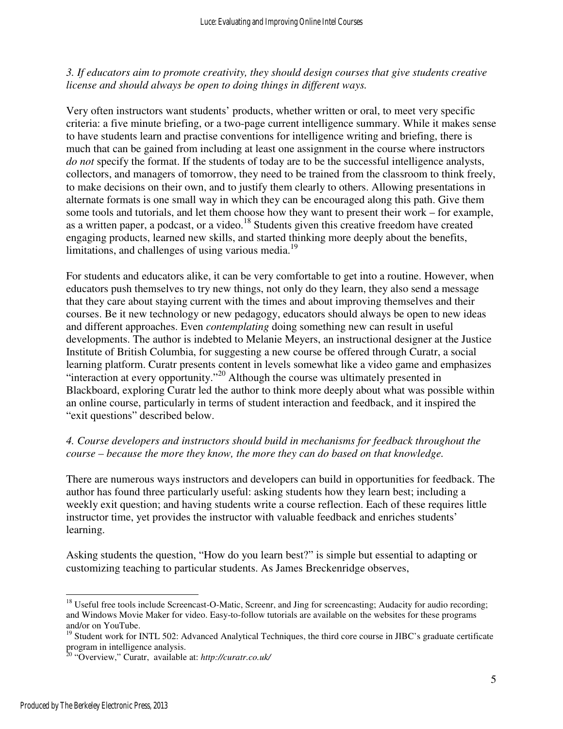*3. If educators aim to promote creativity, they should design courses that give students creative license and should always be open to doing things in different ways.*

Very often instructors want students' products, whether written or oral, to meet very specific criteria: a five minute briefing, or a two-page current intelligence summary. While it makes sense to have students learn and practise conventions for intelligence writing and briefing, there is much that can be gained from including at least one assignment in the course where instructors *do not* specify the format. If the students of today are to be the successful intelligence analysts, collectors, and managers of tomorrow, they need to be trained from the classroom to think freely, to make decisions on their own, and to justify them clearly to others. Allowing presentations in alternate formats is one small way in which they can be encouraged along this path. Give them some tools and tutorials, and let them choose how they want to present their work – for example, as a written paper, a podcast, or a video.[18] Students given this creative freedom have created engaging products, learned new skills, and started thinking more deeply about the benefits, limitations, and challenges of using various media.[19]

For students and educators alike, it can be very comfortable to get into a routine. However, when educators push themselves to try new things, not only do they learn, they also send a message that they care about staying current with the times and about improving themselves and their courses. Be it new technology or new pedagogy, educators should always be open to new ideas and different approaches. Even *contemplating* doing something new can result in useful developments. The author is indebted to Melanie Meyers, an instructional designer at the Justice Institute of British Columbia, for suggesting a new course be offered through Curatr, a social learning platform. Curatr presents content in levels somewhat like a video game and emphasizes "interaction at every opportunity."[20] Although the course was ultimately presented in Blackboard, exploring Curatr led the author to think more deeply about what was possible within an online course, particularly in terms of student interaction and feedback, and it inspired the "exit questions" described below.

*4. Course developers and instructors should build in mechanisms for feedback throughout the course – because the more they know, the more they can do based on that knowledge.*

There are numerous ways instructors and developers can build in opportunities for feedback. The author has found three particularly useful: asking students how they learn best; including a weekly exit question; and having students write a course reflection. Each of these requires little instructor time, yet provides the instructor with valuable feedback and enriches students' learning.

Asking students the question, "How do you learn best?" is simple but essential to adapting or customizing teaching to particular students. As James Breckenridge observes,

---

[18] Useful free tools include Screencast-O-Matic, Screenr, and Jing for screencasting; Audacity for audio recording; and Windows Movie Maker for video. Easy-to-follow tutorials are available on the websites for these programs and/or on YouTube.

[19] Student work for INTL 502: Advanced Analytical Techniques, the third core course in JIBC's graduate certificate program in intelligence analysis.

[20] "Overview," Curatr, available at: *http://curatr.co.uk/*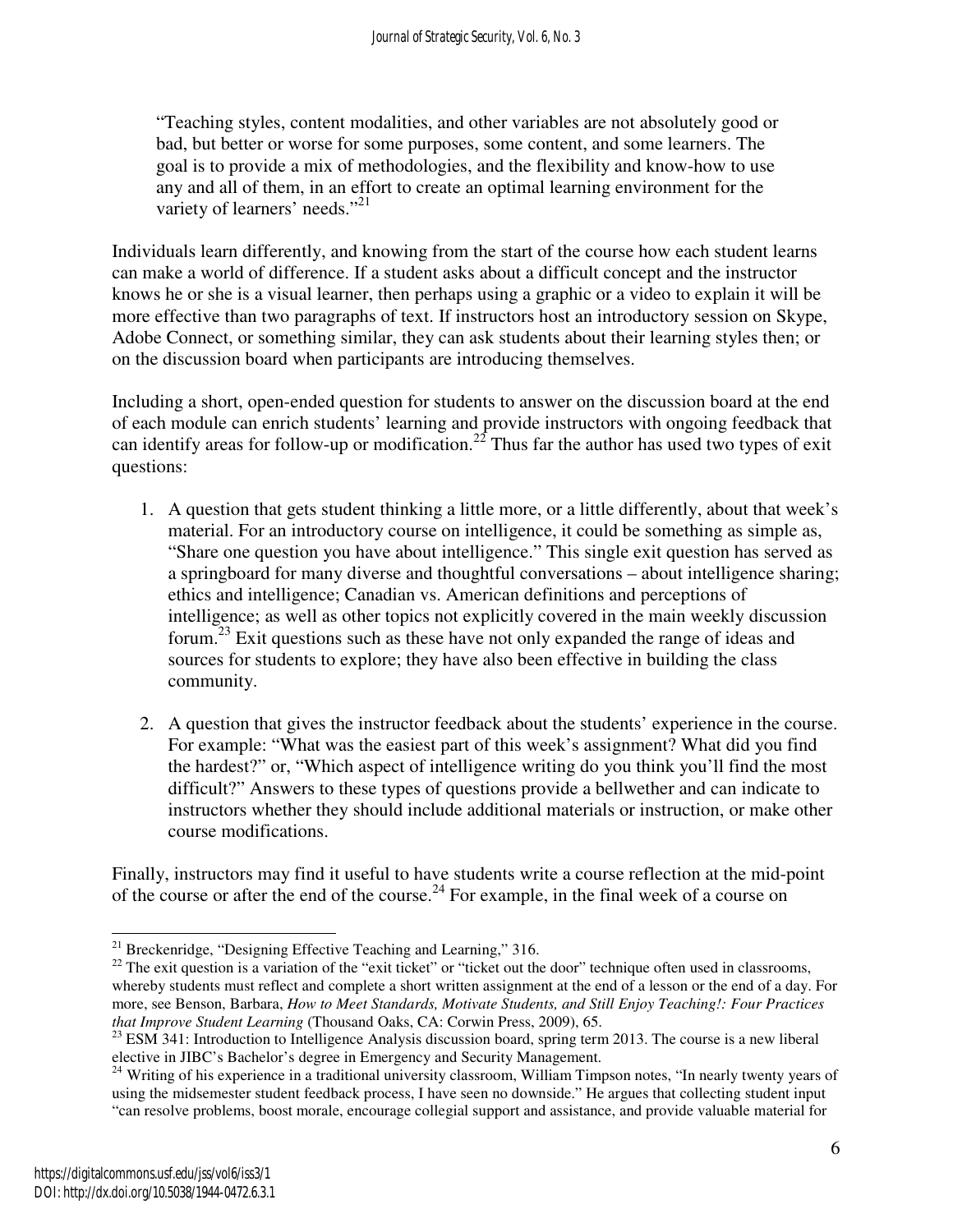> "Teaching styles, content modalities, and other variables are not absolutely good or bad, but better or worse for some purposes, some content, and some learners. The goal is to provide a mix of methodologies, and the flexibility and know-how to use any and all of them, in an effort to create an optimal learning environment for the variety of learners' needs."[21]

Individuals learn differently, and knowing from the start of the course how each student learns can make a world of difference. If a student asks about a difficult concept and the instructor knows he or she is a visual learner, then perhaps using a graphic or a video to explain it will be more effective than two paragraphs of text. If instructors host an introductory session on Skype, Adobe Connect, or something similar, they can ask students about their learning styles then; or on the discussion board when participants are introducing themselves.

Including a short, open-ended question for students to answer on the discussion board at the end of each module can enrich students' learning and provide instructors with ongoing feedback that can identify areas for follow-up or modification.[22] Thus far the author has used two types of exit questions:

1. A question that gets student thinking a little more, or a little differently, about that week's material. For an introductory course on intelligence, it could be something as simple as, "Share one question you have about intelligence." This single exit question has served as a springboard for many diverse and thoughtful conversations – about intelligence sharing; ethics and intelligence; Canadian vs. American definitions and perceptions of intelligence; as well as other topics not explicitly covered in the main weekly discussion forum.[23] Exit questions such as these have not only expanded the range of ideas and sources for students to explore; they have also been effective in building the class community.

2. A question that gives the instructor feedback about the students' experience in the course. For example: "What was the easiest part of this week's assignment? What did you find the hardest?" or, "Which aspect of intelligence writing do you think you'll find the most difficult?" Answers to these types of questions provide a bellwether and can indicate to instructors whether they should include additional materials or instruction, or make other course modifications.

Finally, instructors may find it useful to have students write a course reflection at the mid-point of the course or after the end of the course.[24] For example, in the final week of a course on

---

[21] Breckenridge, "Designing Effective Teaching and Learning," 316.

[22] The exit question is a variation of the "exit ticket" or "ticket out the door" technique often used in classrooms, whereby students must reflect and complete a short written assignment at the end of a lesson or the end of a day. For more, see Benson, Barbara, *How to Meet Standards, Motivate Students, and Still Enjoy Teaching!: Four Practices that Improve Student Learning* (Thousand Oaks, CA: Corwin Press, 2009), 65.

[23] ESM 341: Introduction to Intelligence Analysis discussion board, spring term 2013. The course is a new liberal elective in JIBC's Bachelor's degree in Emergency and Security Management.

[24] Writing of his experience in a traditional university classroom, William Timpson notes, "In nearly twenty years of using the midsemester student feedback process, I have seen no downside." He argues that collecting student input "can resolve problems, boost morale, encourage collegial support and assistance, and provide valuable material for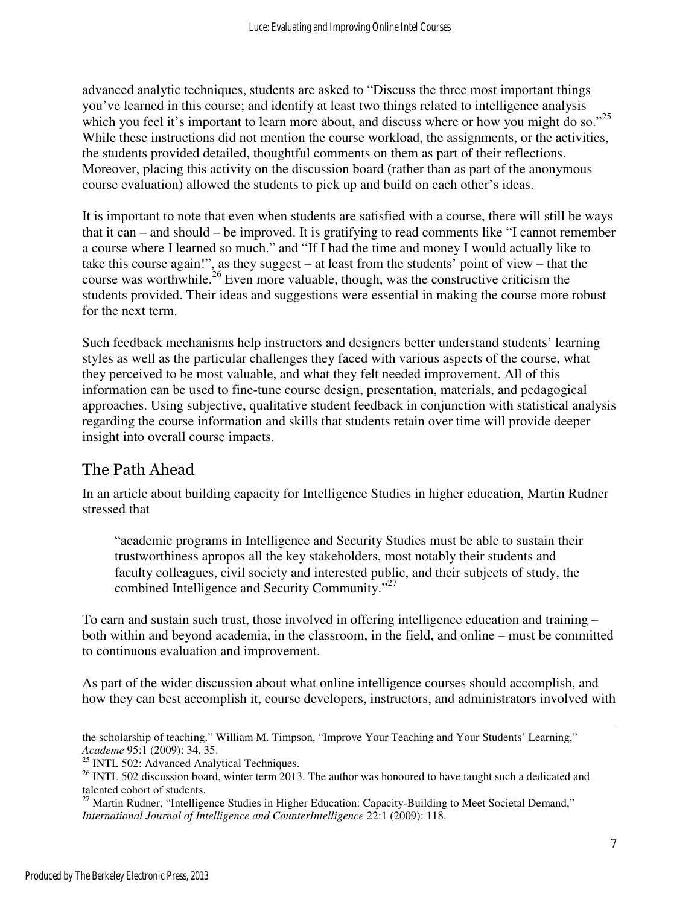advanced analytic techniques, students are asked to "Discuss the three most important things you've learned in this course; and identify at least two things related to intelligence analysis which you feel it's important to learn more about, and discuss where or how you might do so."[25] While these instructions did not mention the course workload, the assignments, or the activities, the students provided detailed, thoughtful comments on them as part of their reflections. Moreover, placing this activity on the discussion board (rather than as part of the anonymous course evaluation) allowed the students to pick up and build on each other's ideas.

It is important to note that even when students are satisfied with a course, there will still be ways that it can – and should – be improved. It is gratifying to read comments like "I cannot remember a course where I learned so much." and "If I had the time and money I would actually like to take this course again!", as they suggest – at least from the students' point of view – that the course was worthwhile.[26] Even more valuable, though, was the constructive criticism the students provided. Their ideas and suggestions were essential in making the course more robust for the next term.

Such feedback mechanisms help instructors and designers better understand students' learning styles as well as the particular challenges they faced with various aspects of the course, what they perceived to be most valuable, and what they felt needed improvement. All of this information can be used to fine-tune course design, presentation, materials, and pedagogical approaches. Using subjective, qualitative student feedback in conjunction with statistical analysis regarding the course information and skills that students retain over time will provide deeper insight into overall course impacts.

## The Path Ahead

In an article about building capacity for Intelligence Studies in higher education, Martin Rudner stressed that

> "academic programs in Intelligence and Security Studies must be able to sustain their trustworthiness apropos all the key stakeholders, most notably their students and faculty colleagues, civil society and interested public, and their subjects of study, the combined Intelligence and Security Community."[27]

To earn and sustain such trust, those involved in offering intelligence education and training – both within and beyond academia, in the classroom, in the field, and online – must be committed to continuous evaluation and improvement.

As part of the wider discussion about what online intelligence courses should accomplish, and how they can best accomplish it, course developers, instructors, and administrators involved with

---

the scholarship of teaching." William M. Timpson, "Improve Your Teaching and Your Students' Learning," *Academe* 95:1 (2009): 34, 35.

[25] INTL 502: Advanced Analytical Techniques.

[26] INTL 502 discussion board, winter term 2013. The author was honoured to have taught such a dedicated and talented cohort of students.

[27] Martin Rudner, "Intelligence Studies in Higher Education: Capacity-Building to Meet Societal Demand," *International Journal of Intelligence and CounterIntelligence* 22:1 (2009): 118.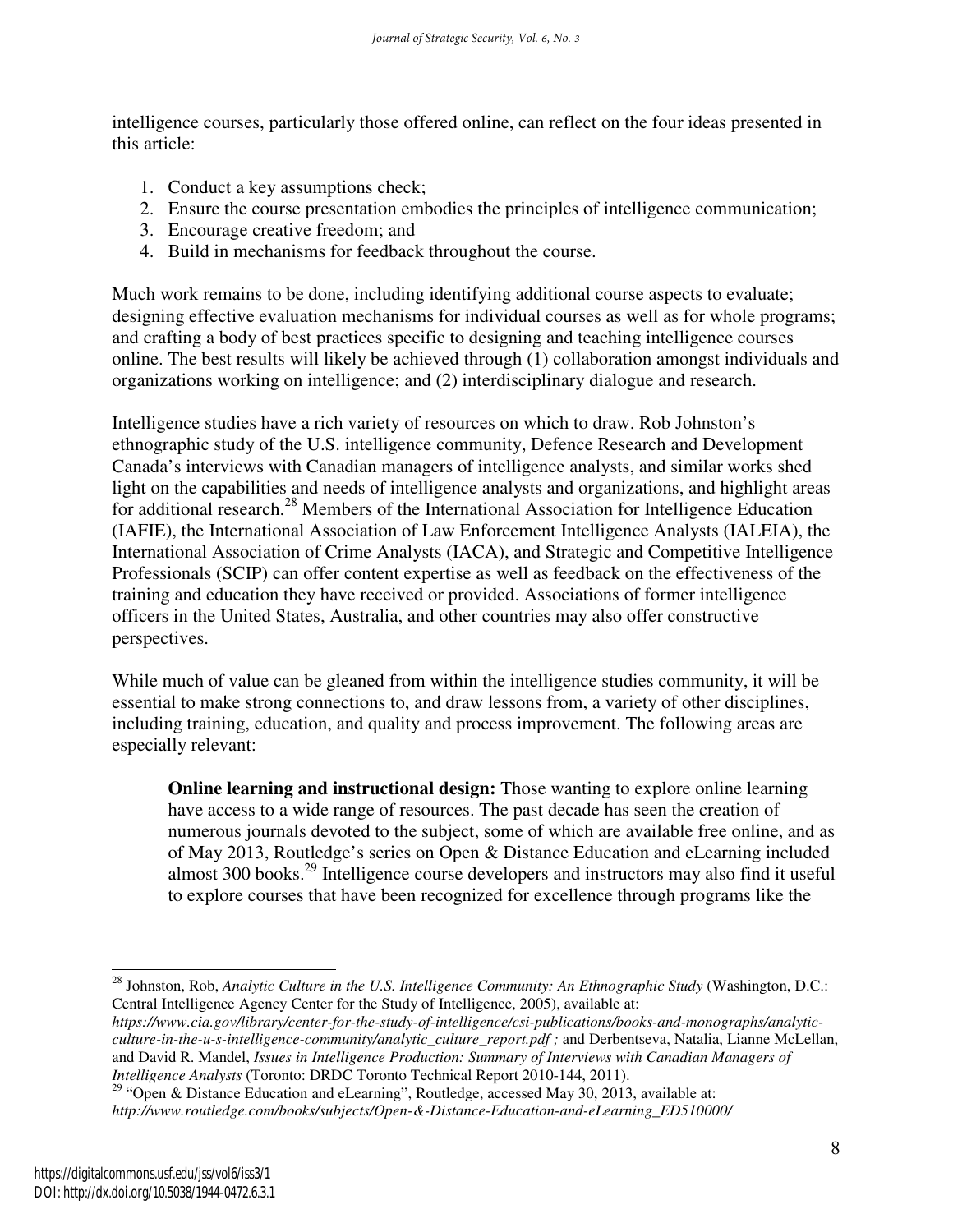intelligence courses, particularly those offered online, can reflect on the four ideas presented in this article:

1. Conduct a key assumptions check;
2. Ensure the course presentation embodies the principles of intelligence communication;
3. Encourage creative freedom; and
4. Build in mechanisms for feedback throughout the course.

Much work remains to be done, including identifying additional course aspects to evaluate; designing effective evaluation mechanisms for individual courses as well as for whole programs; and crafting a body of best practices specific to designing and teaching intelligence courses online. The best results will likely be achieved through (1) collaboration amongst individuals and organizations working on intelligence; and (2) interdisciplinary dialogue and research.

Intelligence studies have a rich variety of resources on which to draw. Rob Johnston's ethnographic study of the U.S. intelligence community, Defence Research and Development Canada's interviews with Canadian managers of intelligence analysts, and similar works shed light on the capabilities and needs of intelligence analysts and organizations, and highlight areas for additional research.[28] Members of the International Association for Intelligence Education (IAFIE), the International Association of Law Enforcement Intelligence Analysts (IALEIA), the International Association of Crime Analysts (IACA), and Strategic and Competitive Intelligence Professionals (SCIP) can offer content expertise as well as feedback on the effectiveness of the training and education they have received or provided. Associations of former intelligence officers in the United States, Australia, and other countries may also offer constructive perspectives.

While much of value can be gleaned from within the intelligence studies community, it will be essential to make strong connections to, and draw lessons from, a variety of other disciplines, including training, education, and quality and process improvement. The following areas are especially relevant:

> **Online learning and instructional design:** Those wanting to explore online learning have access to a wide range of resources. The past decade has seen the creation of numerous journals devoted to the subject, some of which are available free online, and as of May 2013, Routledge's series on Open & Distance Education and eLearning included almost 300 books.[29] Intelligence course developers and instructors may also find it useful to explore courses that have been recognized for excellence through programs like the

---

[28] Johnston, Rob, *Analytic Culture in the U.S. Intelligence Community: An Ethnographic Study* (Washington, D.C.: Central Intelligence Agency Center for the Study of Intelligence, 2005), available at: *https://www.cia.gov/library/center-for-the-study-of-intelligence/csi-publications/books-and-monographs/analytic-culture-in-the-u-s-intelligence-community/analytic_culture_report.pdf ;* and Derbentseva, Natalia, Lianne McLellan, and David R. Mandel, *Issues in Intelligence Production: Summary of Interviews with Canadian Managers of Intelligence Analysts* (Toronto: DRDC Toronto Technical Report 2010-144, 2011).

[29] "Open & Distance Education and eLearning", Routledge, accessed May 30, 2013, available at: *http://www.routledge.com/books/subjects/Open-&-Distance-Education-and-eLearning_ED510000/*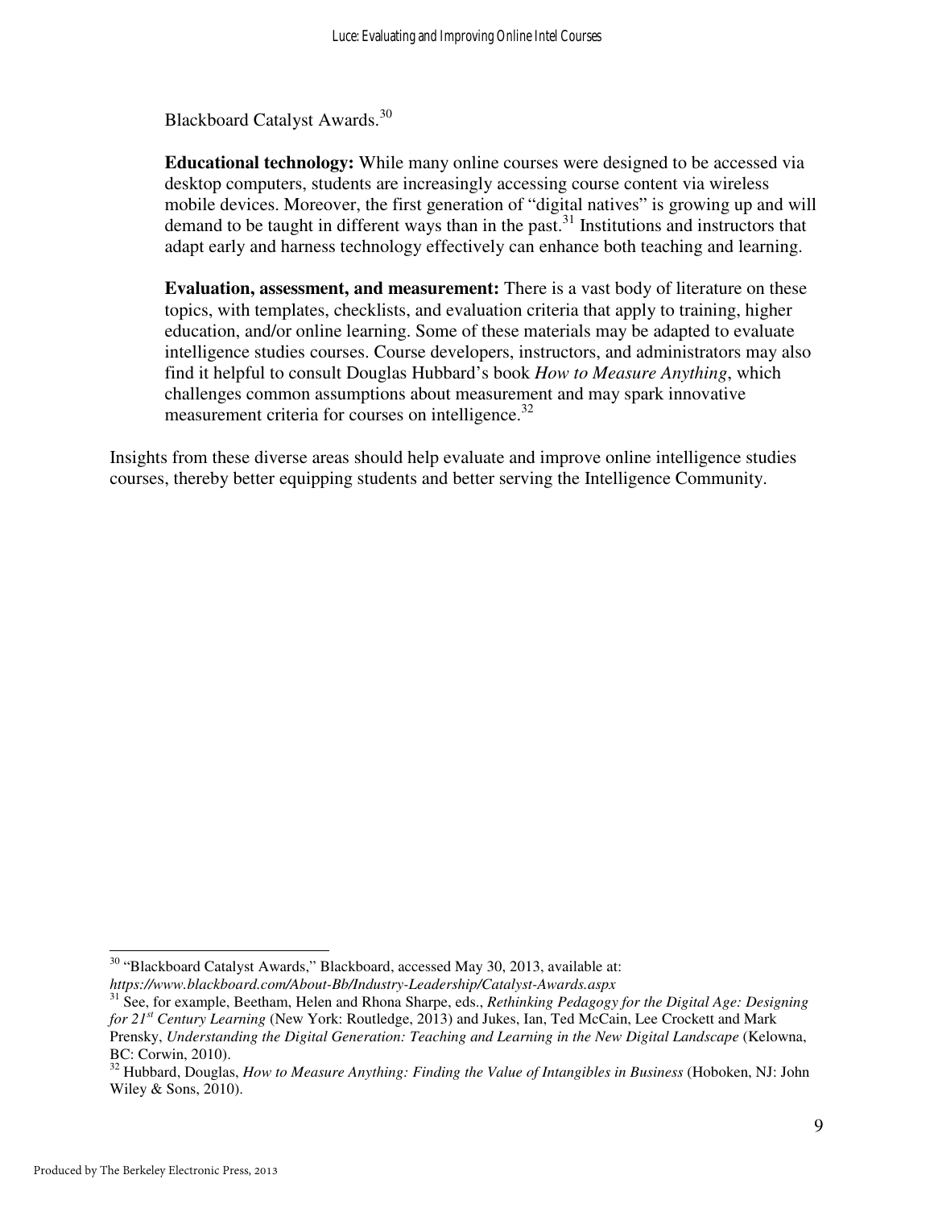Blackboard Catalyst Awards.[30]

**Educational technology:** While many online courses were designed to be accessed via desktop computers, students are increasingly accessing course content via wireless mobile devices. Moreover, the first generation of "digital natives" is growing up and will demand to be taught in different ways than in the past.[31] Institutions and instructors that adapt early and harness technology effectively can enhance both teaching and learning.

**Evaluation, assessment, and measurement:** There is a vast body of literature on these topics, with templates, checklists, and evaluation criteria that apply to training, higher education, and/or online learning. Some of these materials may be adapted to evaluate intelligence studies courses. Course developers, instructors, and administrators may also find it helpful to consult Douglas Hubbard's book *How to Measure Anything*, which challenges common assumptions about measurement and may spark innovative measurement criteria for courses on intelligence.[32]

Insights from these diverse areas should help evaluate and improve online intelligence studies courses, thereby better equipping students and better serving the Intelligence Community.

---

[30] "Blackboard Catalyst Awards," Blackboard, accessed May 30, 2013, available at: *https://www.blackboard.com/About-Bb/Industry-Leadership/Catalyst-Awards.aspx*

[31] See, for example, Beetham, Helen and Rhona Sharpe, eds., *Rethinking Pedagogy for the Digital Age: Designing for 21st Century Learning* (New York: Routledge, 2013) and Jukes, Ian, Ted McCain, Lee Crockett and Mark Prensky, *Understanding the Digital Generation: Teaching and Learning in the New Digital Landscape* (Kelowna, BC: Corwin, 2010).

[32] Hubbard, Douglas, *How to Measure Anything: Finding the Value of Intangibles in Business* (Hoboken, NJ: John Wiley & Sons, 2010).